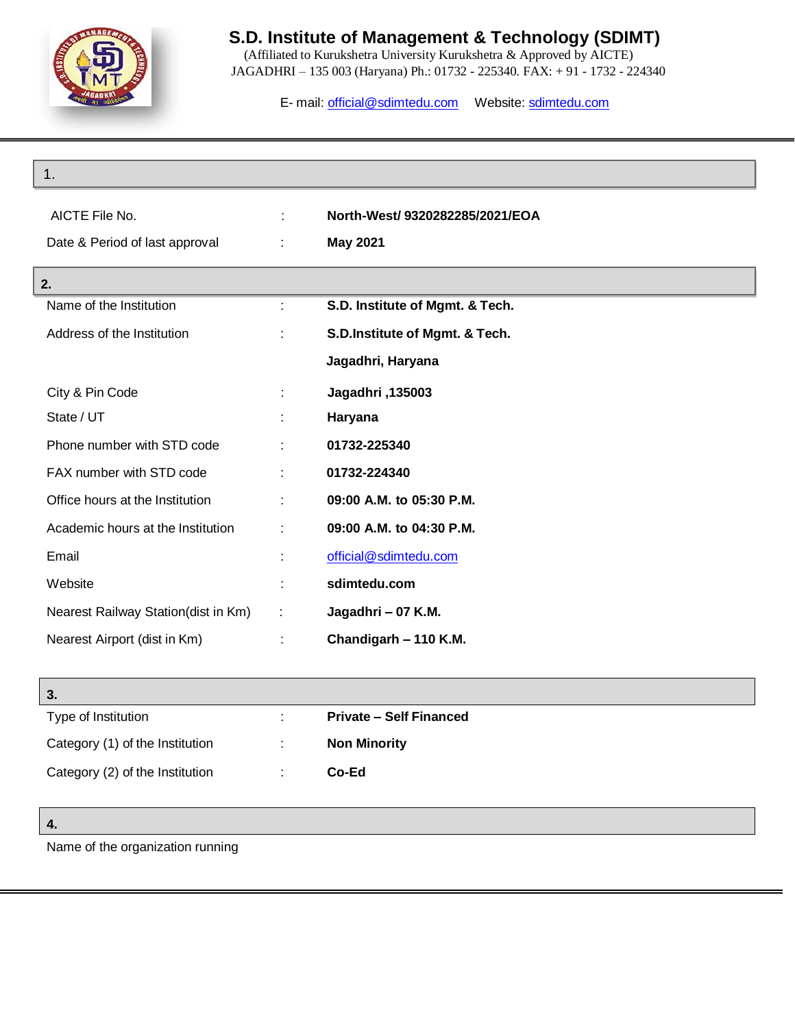# S.D. Institute of Management & Technology (SDIMT)

(Affiliated to Kurukshetra University Kurukshetra & Approved by AICTE)
JAGADHRI – 135 003 (Haryana) Ph.: 01732 - 225340. FAX: + 91 - 1732 - 224340

E- mail: official@sdimtedu.com Website: sdimtedu.com

## 1.

| | | |
|---|---|---|
| AICTE File No. | : | **North-West/ 9320282285/2021/EOA** |
| Date & Period of last approval | : | **May 2021** |

## 2.

| | | |
|---|---|---|
| Name of the Institution | : | **S.D. Institute of Mgmt. & Tech.** |
| Address of the Institution | : | **S.D.Institute of Mgmt. & Tech.** |
| | | **Jagadhri, Haryana** |
| City & Pin Code | : | **Jagadhri ,135003** |
| State / UT | : | **Haryana** |
| Phone number with STD code | : | **01732-225340** |
| FAX number with STD code | : | **01732-224340** |
| Office hours at the Institution | : | **09:00 A.M. to 05:30 P.M.** |
| Academic hours at the Institution | : | **09:00 A.M. to 04:30 P.M.** |
| Email | : | official@sdimtedu.com |
| Website | : | **sdimtedu.com** |
| Nearest Railway Station(dist in Km) | : | **Jagadhri – 07 K.M.** |
| Nearest Airport (dist in Km) | : | **Chandigarh – 110 K.M.** |

## 3.

| | | |
|---|---|---|
| Type of Institution | : | **Private – Self Financed** |
| Category (1) of the Institution | : | **Non Minority** |
| Category (2) of the Institution | : | **Co-Ed** |

## 4.

Name of the organization running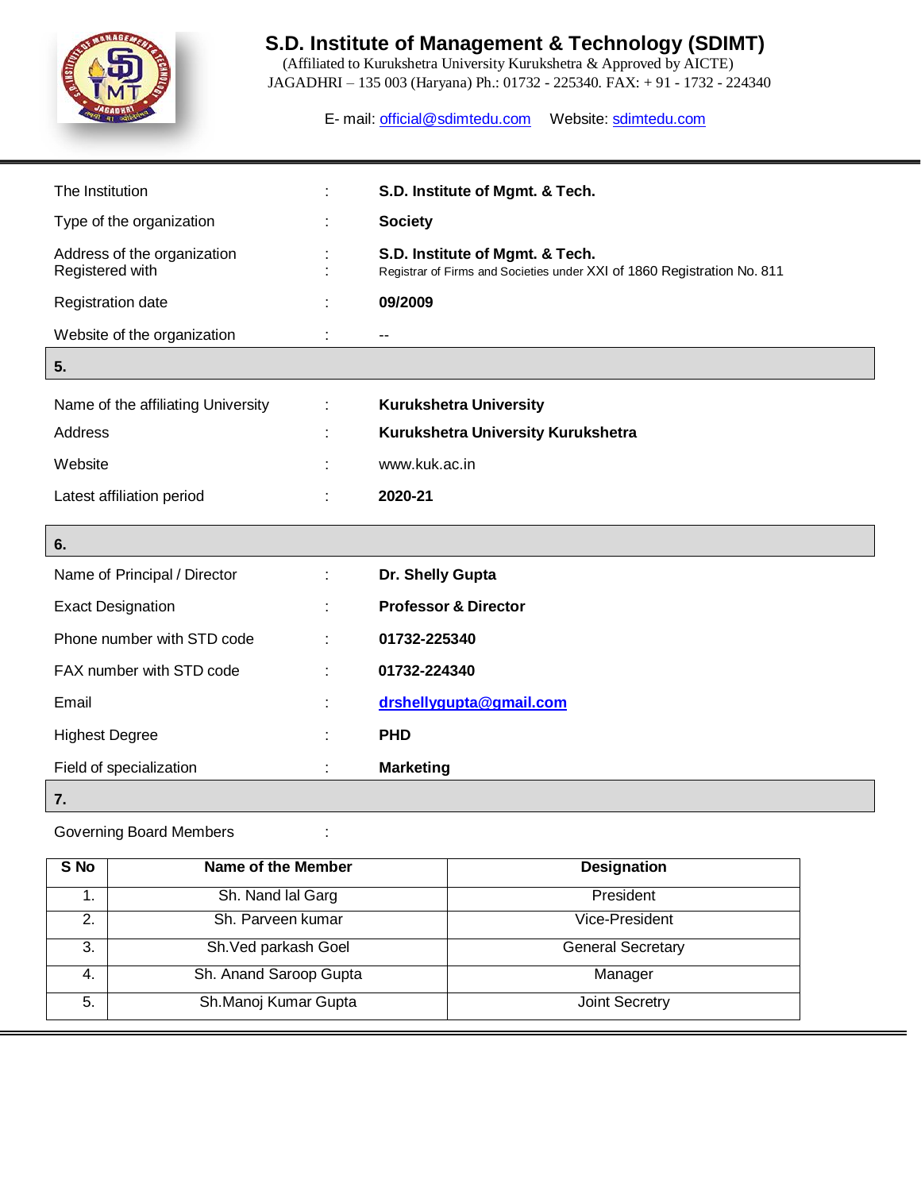# S.D. Institute of Management & Technology (SDIMT)

(Affiliated to Kurukshetra University Kurukshetra & Approved by AICTE)
JAGADHRI – 135 003 (Haryana) Ph.: 01732 - 225340. FAX: + 91 - 1732 - 224340

E- mail: official@sdimtedu.com Website: sdimtedu.com

| | | |
|---|---|---|
| The Institution | : | **S.D. Institute of Mgmt. & Tech.** |
| Type of the organization | : | **Society** |
| Address of the organization | : | **S.D. Institute of Mgmt. & Tech.** |
| Registered with | : | Registrar of Firms and Societies under XXI of 1860 Registration No. 811 |
| Registration date | : | **09/2009** |
| Website of the organization | : | -- |

**5.**

| | | |
|---|---|---|
| Name of the affiliating University | : | **Kurukshetra University** |
| Address | : | **Kurukshetra University Kurukshetra** |
| Website | : | www.kuk.ac.in |
| Latest affiliation period | : | **2020-21** |

**6.**

| | | |
|---|---|---|
| Name of Principal / Director | : | **Dr. Shelly Gupta** |
| Exact Designation | : | **Professor & Director** |
| Phone number with STD code | : | **01732-225340** |
| FAX number with STD code | : | **01732-224340** |
| Email | : | **drshellygupta@gmail.com** |
| Highest Degree | : | **PHD** |
| Field of specialization | : | **Marketing** |

**7.**

Governing Board Members :

| S No | Name of the Member | Designation |
|---|---|---|
| 1. | Sh. Nand lal Garg | President |
| 2. | Sh. Parveen kumar | Vice-President |
| 3. | Sh.Ved parkash Goel | General Secretary |
| 4. | Sh. Anand Saroop Gupta | Manager |
| 5. | Sh.Manoj Kumar Gupta | Joint Secretry |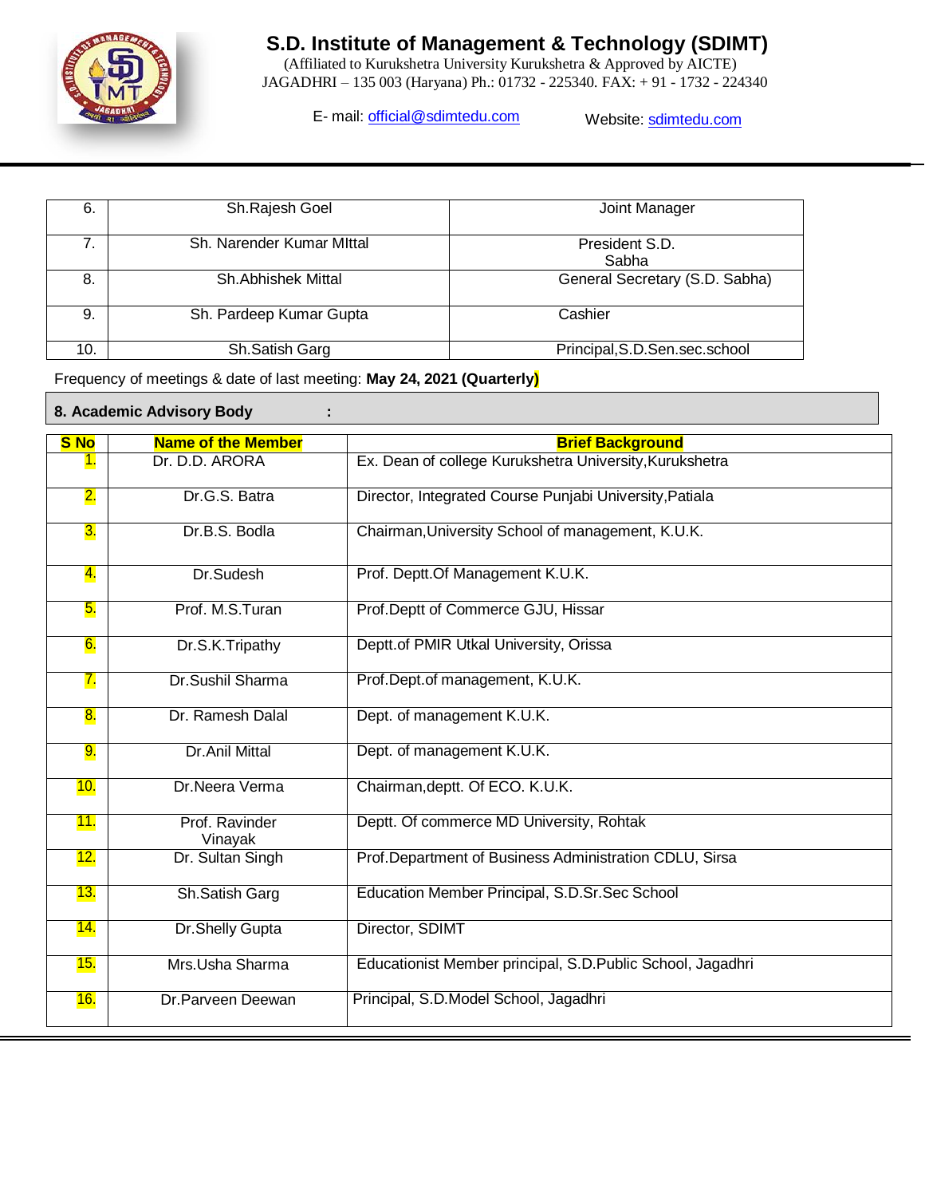# S.D. Institute of Management & Technology (SDIMT)

(Affiliated to Kurukshetra University Kurukshetra & Approved by AICTE)
JAGADHRI – 135 003 (Haryana) Ph.: 01732 - 225340. FAX: + 91 - 1732 - 224340

E- mail: official@sdimtedu.com Website: sdimtedu.com

| | | |
|---|---|---|
| 6. | Sh.Rajesh Goel | Joint Manager |
| 7. | Sh. Narender Kumar MIttal | President S.D. Sabha |
| 8. | Sh.Abhishek Mittal | General Secretary (S.D. Sabha) |
| 9. | Sh. Pardeep Kumar Gupta | Cashier |
| 10. | Sh.Satish Garg | Principal,S.D.Sen.sec.school |

Frequency of meetings & date of last meeting: **May 24, 2021 (Quarterly)**

**8. Academic Advisory Body :**

| S No | Name of the Member | Brief Background |
|---|---|---|
| 1. | Dr. D.D. ARORA | Ex. Dean of college Kurukshetra University,Kurukshetra |
| 2. | Dr.G.S. Batra | Director, Integrated Course Punjabi University,Patiala |
| 3. | Dr.B.S. Bodla | Chairman,University School of management, K.U.K. |
| 4. | Dr.Sudesh | Prof. Deptt.Of Management K.U.K. |
| 5. | Prof. M.S.Turan | Prof.Deptt of Commerce GJU, Hissar |
| 6. | Dr.S.K.Tripathy | Deptt.of PMIR Utkal University, Orissa |
| 7. | Dr.Sushil Sharma | Prof.Dept.of management, K.U.K. |
| 8. | Dr. Ramesh Dalal | Dept. of management K.U.K. |
| 9. | Dr.Anil Mittal | Dept. of management K.U.K. |
| 10. | Dr.Neera Verma | Chairman,deptt. Of ECO. K.U.K. |
| 11. | Prof. Ravinder Vinayak | Deptt. Of commerce MD University, Rohtak |
| 12. | Dr. Sultan Singh | Prof.Department of Business Administration CDLU, Sirsa |
| 13. | Sh.Satish Garg | Education Member Principal, S.D.Sr.Sec School |
| 14. | Dr.Shelly Gupta | Director, SDIMT |
| 15. | Mrs.Usha Sharma | Educationist Member principal, S.D.Public School, Jagadhri |
| 16. | Dr.Parveen Deewan | Principal, S.D.Model School, Jagadhri |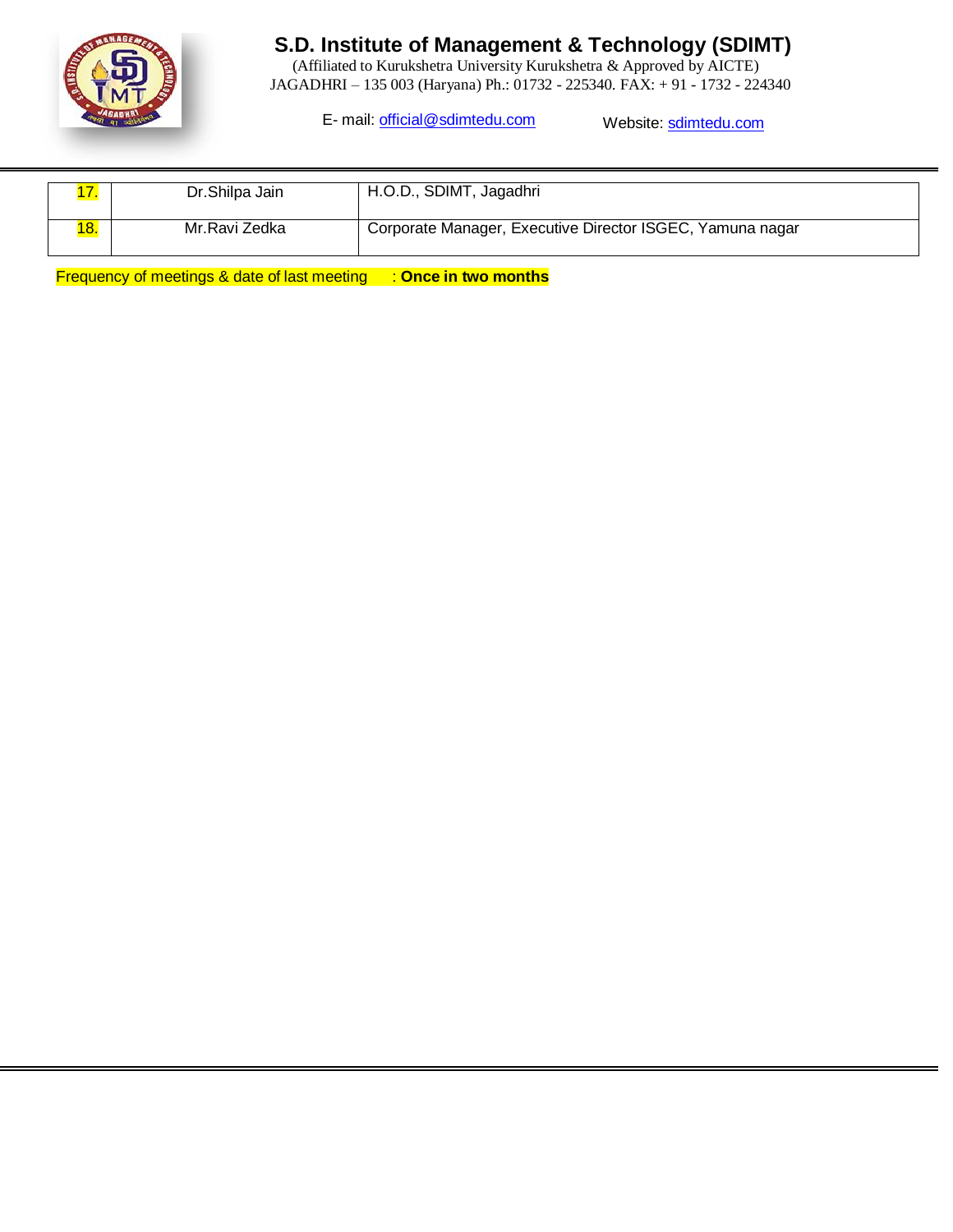| | | |
|---|---|---|
| 17. | Dr.Shilpa Jain | H.O.D., SDIMT, Jagadhri |
| 18. | Mr.Ravi Zedka | Corporate Manager, Executive Director ISGEC, Yamuna nagar |

Frequency of meetings & date of last meeting : **Once in two months**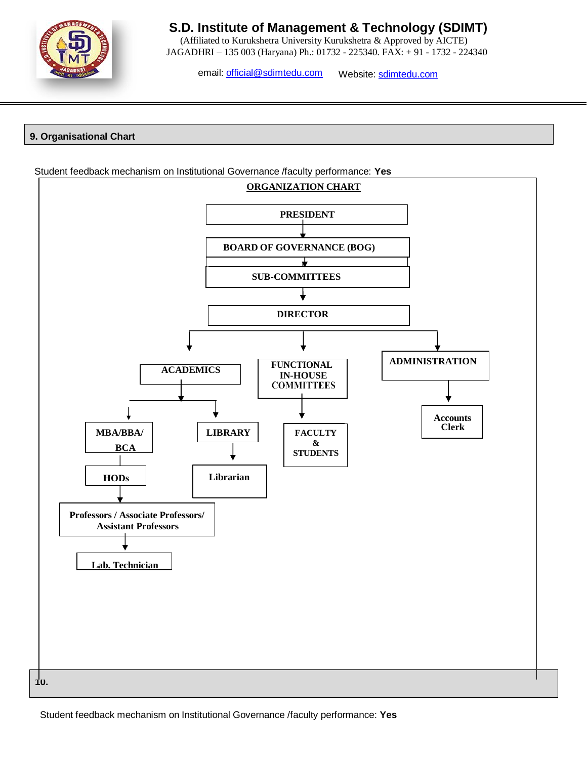## 9. Organisational Chart

Student feedback mechanism on Institutional Governance /faculty performance: **Yes**

**ORGANIZATION CHART**

- **PRESIDENT**
  - **BOARD OF GOVERNANCE (BOG)**
    - **SUB-COMMITTEES**
      - **DIRECTOR**
        - **ACADEMICS**
          - **MBA/BBA/ BCA**
            - **HODs**
              - **Professors / Associate Professors/ Assistant Professors**
                - **Lab. Technician**
          - **LIBRARY**
            - **Librarian**
        - **FUNCTIONAL IN-HOUSE COMMITTEES**
          - **FACULTY & STUDENTS**
        - **ADMINISTRATION**
          - **Accounts Clerk**

## 10.

Student feedback mechanism on Institutional Governance /faculty performance: **Yes**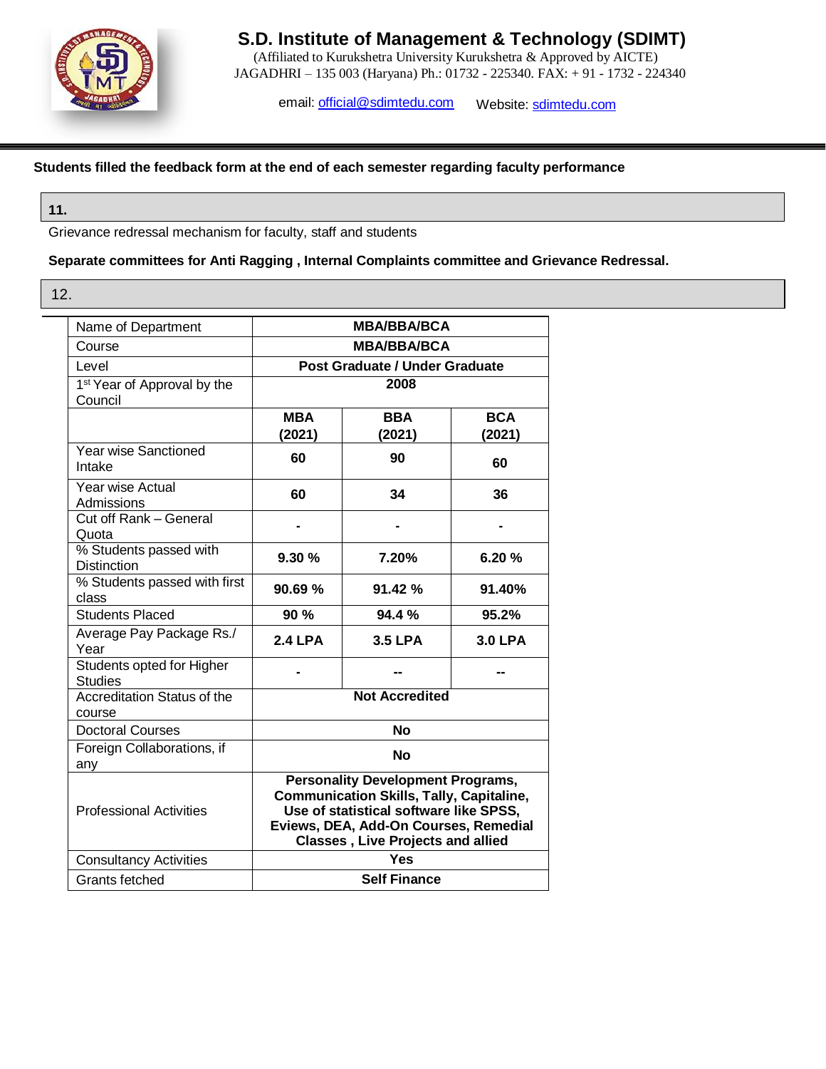Students filled the feedback form at the end of each semester regarding faculty performance

**11.**

Grievance redressal mechanism for faculty, staff and students

**Separate committees for Anti Ragging , Internal Complaints committee and Grievance Redressal.**

12.

| Name of Department | MBA/BBA/BCA | | |
|---|---|---|---|
| Course | MBA/BBA/BCA | | |
| Level | Post Graduate / Under Graduate | | |
| 1st Year of Approval by the Council | 2008 | | |
| | MBA (2021) | BBA (2021) | BCA (2021) |
| Year wise Sanctioned Intake | 60 | 90 | 60 |
| Year wise Actual Admissions | 60 | 34 | 36 |
| Cut off Rank – General Quota | - | - | - |
| % Students passed with Distinction | 9.30 % | 7.20% | 6.20 % |
| % Students passed with first class | 90.69 % | 91.42 % | 91.40% |
| Students Placed | 90 % | 94.4 % | 95.2% |
| Average Pay Package Rs./ Year | 2.4 LPA | 3.5 LPA | 3.0 LPA |
| Students opted for Higher Studies | - | -- | -- |
| Accreditation Status of the course | Not Accredited | | |
| Doctoral Courses | No | | |
| Foreign Collaborations, if any | No | | |
| Professional Activities | Personality Development Programs, Communication Skills, Tally, Capitaline, Use of statistical software like SPSS, Eviews, DEA, Add-On Courses, Remedial Classes , Live Projects and allied | | |
| Consultancy Activities | Yes | | |
| Grants fetched | Self Finance | | |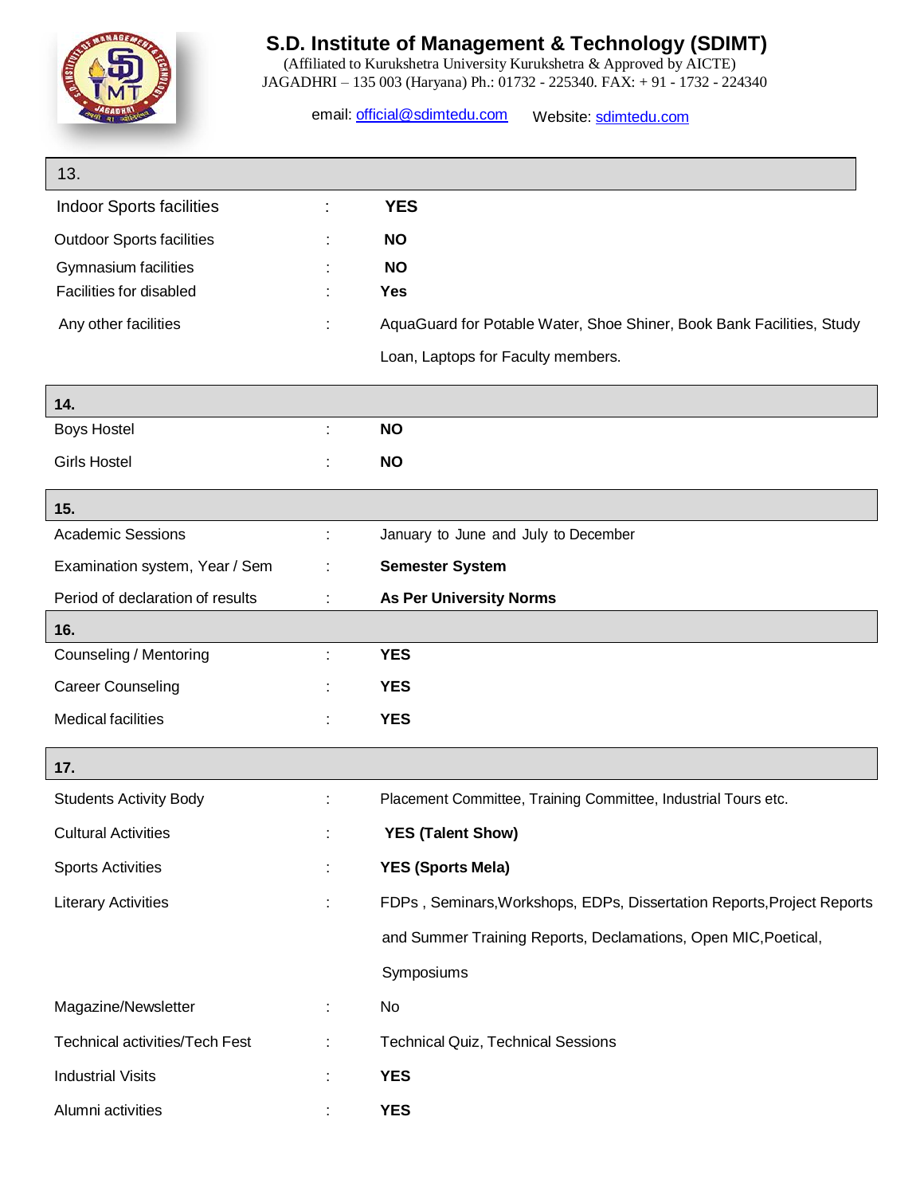# S.D. Institute of Management & Technology (SDIMT)

(Affiliated to Kurukshetra University Kurukshetra & Approved by AICTE)
JAGADHRI – 135 003 (Haryana) Ph.: 01732 - 225340. FAX: + 91 - 1732 - 224340

email: official@sdimtedu.com Website: sdimtedu.com

| 13. | | |
|---|---|---|
| Indoor Sports facilities | : | **YES** |
| Outdoor Sports facilities | : | **NO** |
| Gymnasium facilities | : | **NO** |
| Facilities for disabled | : | **Yes** |
| Any other facilities | : | AquaGuard for Potable Water, Shoe Shiner, Book Bank Facilities, Study Loan, Laptops for Faculty members. |

| **14.** | | |
|---|---|---|
| Boys Hostel | : | **NO** |
| Girls Hostel | : | **NO** |

| **15.** | | |
|---|---|---|
| Academic Sessions | : | January to June and July to December |
| Examination system, Year / Sem | : | **Semester System** |
| Period of declaration of results | : | **As Per University Norms** |

| **16.** | | |
|---|---|---|
| Counseling / Mentoring | : | **YES** |
| Career Counseling | : | **YES** |
| Medical facilities | : | **YES** |

| **17.** | | |
|---|---|---|
| Students Activity Body | : | Placement Committee, Training Committee, Industrial Tours etc. |
| Cultural Activities | : | **YES (Talent Show)** |
| Sports Activities | : | **YES (Sports Mela)** |
| Literary Activities | : | FDPs , Seminars,Workshops, EDPs, Dissertation Reports,Project Reports and Summer Training Reports, Declamations, Open MIC,Poetical, Symposiums |
| Magazine/Newsletter | : | No |
| Technical activities/Tech Fest | : | Technical Quiz, Technical Sessions |
| Industrial Visits | : | **YES** |
| Alumni activities | : | **YES** |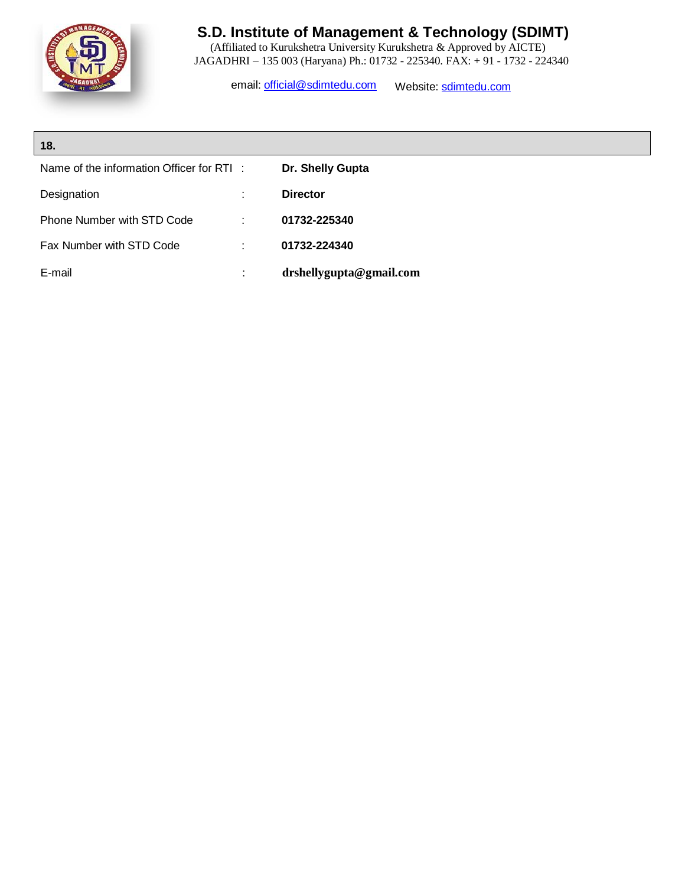# S.D. Institute of Management & Technology (SDIMT)

(Affiliated to Kurukshetra University Kurukshetra & Approved by AICTE)
JAGADHRI – 135 003 (Haryana) Ph.: 01732 - 225340. FAX: + 91 - 1732 - 224340

email: official@sdimtedu.com    Website: sdimtedu.com

**18.**

| | | |
|---|---|---|
| Name of the information Officer for RTI | : | **Dr. Shelly Gupta** |
| Designation | : | **Director** |
| Phone Number with STD Code | : | **01732-225340** |
| Fax Number with STD Code | : | **01732-224340** |
| E-mail | : | **drshellygupta@gmail.com** |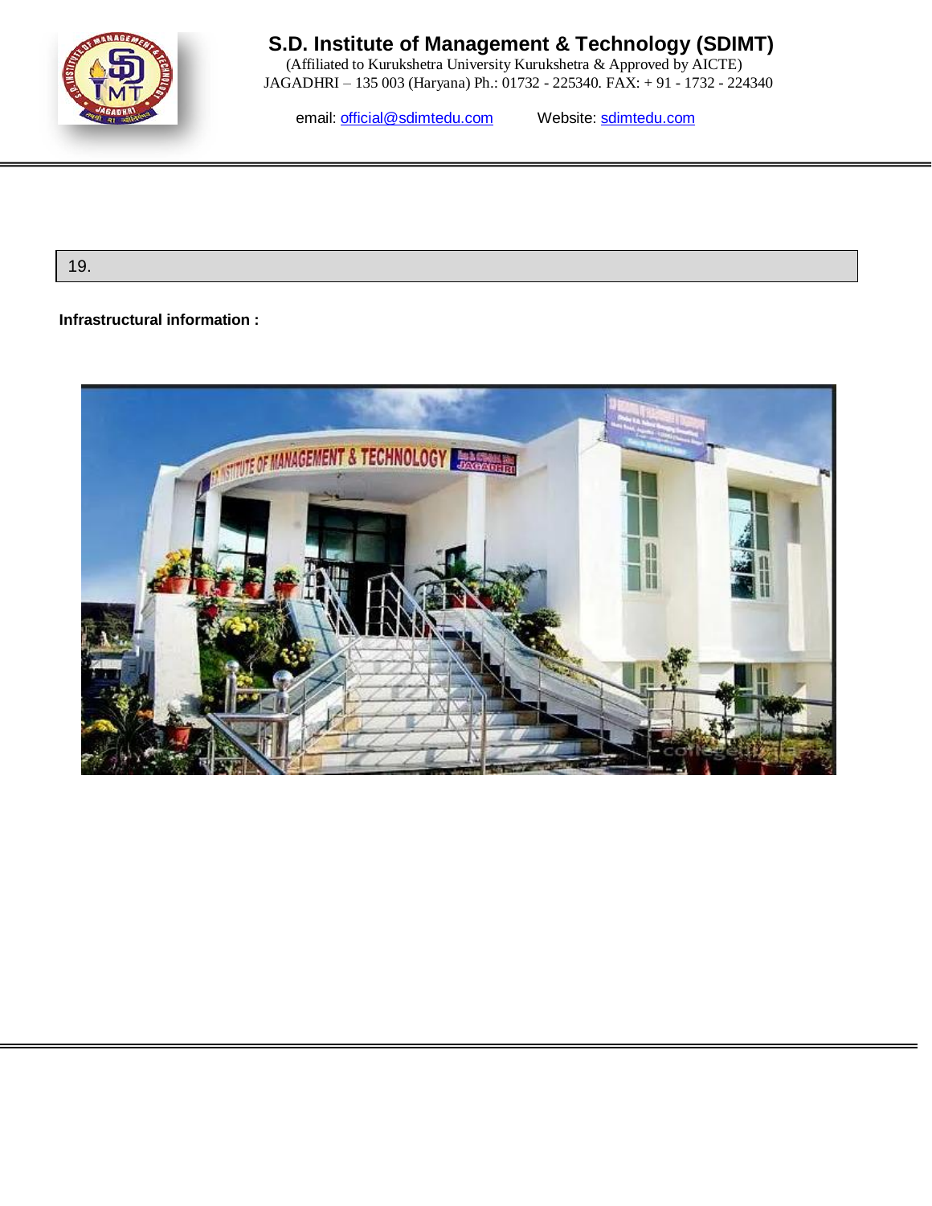# S.D. Institute of Management & Technology (SDIMT)

(Affiliated to Kurukshetra University Kurukshetra & Approved by AICTE)
JAGADHRI – 135 003 (Haryana) Ph.: 01732 - 225340. FAX: + 91 - 1732 - 224340

email: official@sdimtedu.com Website: sdimtedu.com

| 19. |
|---|

**Infrastructural information :**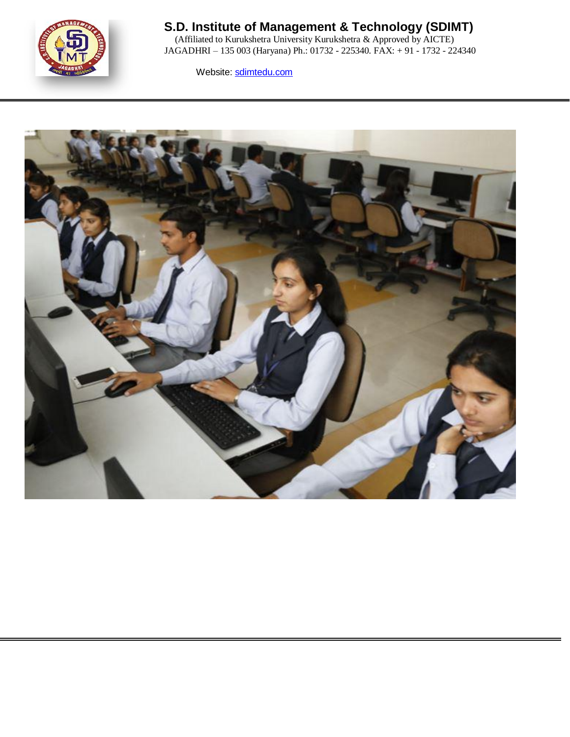**S.D. Institute of Management & Technology (SDIMT)**

(Affiliated to Kurukshetra University Kurukshetra & Approved by AICTE)

JAGADHRI – 135 003 (Haryana) Ph.: 01732 - 225340. FAX: + 91 - 1732 - 224340

Website: sdimtedu.com